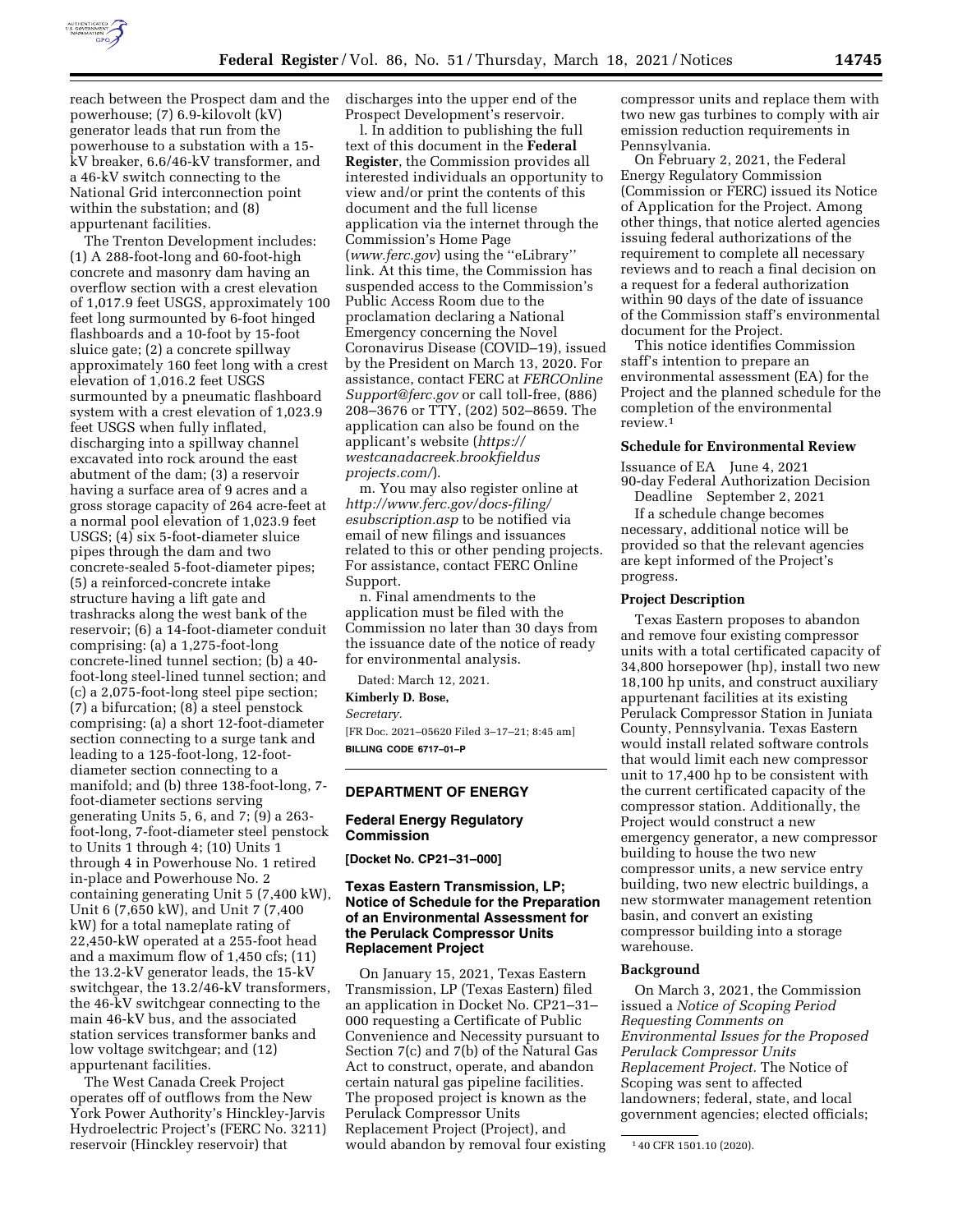reach between the Prospect dam and the powerhouse; (7) 6.9-kilovolt (kV) generator leads that run from the powerhouse to a substation with a 15-kV breaker, 6.6/46-kV transformer, and a 46-kV switch connecting to the National Grid interconnection point within the substation; and (8) appurtenant facilities.

The Trenton Development includes: (1) A 288-foot-long and 60-foot-high concrete and masonry dam having an overflow section with a crest elevation of 1,017.9 feet USGS, approximately 100 feet long surmounted by 6-foot hinged flashboards and a 10-foot by 15-foot sluice gate; (2) a concrete spillway approximately 160 feet long with a crest elevation of 1,016.2 feet USGS surmounted by a pneumatic flashboard system with a crest elevation of 1,023.9 feet USGS when fully inflated, discharging into a spillway channel excavated into rock around the east abutment of the dam; (3) a reservoir having a surface area of 9 acres and a gross storage capacity of 264 acre-feet at a normal pool elevation of 1,023.9 feet USGS; (4) six 5-foot-diameter sluice pipes through the dam and two concrete-sealed 5-foot-diameter pipes; (5) a reinforced-concrete intake structure having a lift gate and trashracks along the west bank of the reservoir; (6) a 14-foot-diameter conduit comprising: (a) a 1,275-foot-long concrete-lined tunnel section; (b) a 40-foot-long steel-lined tunnel section; and (c) a 2,075-foot-long steel pipe section; (7) a bifurcation; (8) a steel penstock comprising: (a) a short 12-foot-diameter section connecting to a surge tank and leading to a 125-foot-long, 12-foot-diameter section connecting to a manifold; and (b) three 138-foot-long, 7-foot-diameter sections serving generating Units 5, 6, and 7; (9) a 263-foot-long, 7-foot-diameter steel penstock to Units 1 through 4; (10) Units 1 through 4 in Powerhouse No. 1 retired in-place and Powerhouse No. 2 containing generating Unit 5 (7,400 kW), Unit 6 (7,650 kW), and Unit 7 (7,400 kW) for a total nameplate rating of 22,450-kW operated at a 255-foot head and a maximum flow of 1,450 cfs; (11) the 13.2-kV generator leads, the 15-kV switchgear, the 13.2/46-kV transformers, the 46-kV switchgear connecting to the main 46-kV bus, and the associated station services transformer banks and low voltage switchgear; and (12) appurtenant facilities.

The West Canada Creek Project operates off of outflows from the New York Power Authority's Hinckley-Jarvis Hydroelectric Project's (FERC No. 3211) reservoir (Hinckley reservoir) that discharges into the upper end of the Prospect Development's reservoir.

l. In addition to publishing the full text of this document in the **Federal Register**, the Commission provides all interested individuals an opportunity to view and/or print the contents of this document and the full license application via the internet through the Commission's Home Page (*www.ferc.gov*) using the ''eLibrary'' link. At this time, the Commission has suspended access to the Commission's Public Access Room due to the proclamation declaring a National Emergency concerning the Novel Coronavirus Disease (COVID–19), issued by the President on March 13, 2020. For assistance, contact FERC at *FERCOnline Support@ferc.gov* or call toll-free, (886) 208–3676 or TTY, (202) 502–8659. The application can also be found on the applicant's website (*https://westcanadacreek.brookfieldus projects.com/*).

m. You may also register online at *http://www.ferc.gov/docs-filing/esubscription.asp* to be notified via email of new filings and issuances related to this or other pending projects. For assistance, contact FERC Online Support.

n. Final amendments to the application must be filed with the Commission no later than 30 days from the issuance date of the notice of ready for environmental analysis.

Dated: March 12, 2021.

**Kimberly D. Bose,**

*Secretary.*

[FR Doc. 2021–05620 Filed 3–17–21; 8:45 am]

**BILLING CODE 6717–01–P**

## DEPARTMENT OF ENERGY

### Federal Energy Regulatory Commission

**[Docket No. CP21–31–000]**

### Texas Eastern Transmission, LP; Notice of Schedule for the Preparation of an Environmental Assessment for the Perulack Compressor Units Replacement Project

On January 15, 2021, Texas Eastern Transmission, LP (Texas Eastern) filed an application in Docket No. CP21–31–000 requesting a Certificate of Public Convenience and Necessity pursuant to Section 7(c) and 7(b) of the Natural Gas Act to construct, operate, and abandon certain natural gas pipeline facilities. The proposed project is known as the Perulack Compressor Units Replacement Project (Project), and would abandon by removal four existing compressor units and replace them with two new gas turbines to comply with air emission reduction requirements in Pennsylvania.

On February 2, 2021, the Federal Energy Regulatory Commission (Commission or FERC) issued its Notice of Application for the Project. Among other things, that notice alerted agencies issuing federal authorizations of the requirement to complete all necessary reviews and to reach a final decision on a request for a federal authorization within 90 days of the date of issuance of the Commission staff's environmental document for the Project.

This notice identifies Commission staff's intention to prepare an environmental assessment (EA) for the Project and the planned schedule for the completion of the environmental review.[1]

#### Schedule for Environmental Review

Issuance of EA June 4, 2021

90-day Federal Authorization Decision Deadline September 2, 2021

If a schedule change becomes necessary, additional notice will be provided so that the relevant agencies are kept informed of the Project's progress.

#### Project Description

Texas Eastern proposes to abandon and remove four existing compressor units with a total certificated capacity of 34,800 horsepower (hp), install two new 18,100 hp units, and construct auxiliary appurtenant facilities at its existing Perulack Compressor Station in Juniata County, Pennsylvania. Texas Eastern would install related software controls that would limit each new compressor unit to 17,400 hp to be consistent with the current certificated capacity of the compressor station. Additionally, the Project would construct a new emergency generator, a new compressor building to house the two new compressor units, a new service entry building, two new electric buildings, a new stormwater management retention basin, and convert an existing compressor building into a storage warehouse.

#### Background

On March 3, 2021, the Commission issued a *Notice of Scoping Period Requesting Comments on Environmental Issues for the Proposed Perulack Compressor Units Replacement Project.* The Notice of Scoping was sent to affected landowners; federal, state, and local government agencies; elected officials;

[1] 40 CFR 1501.10 (2020).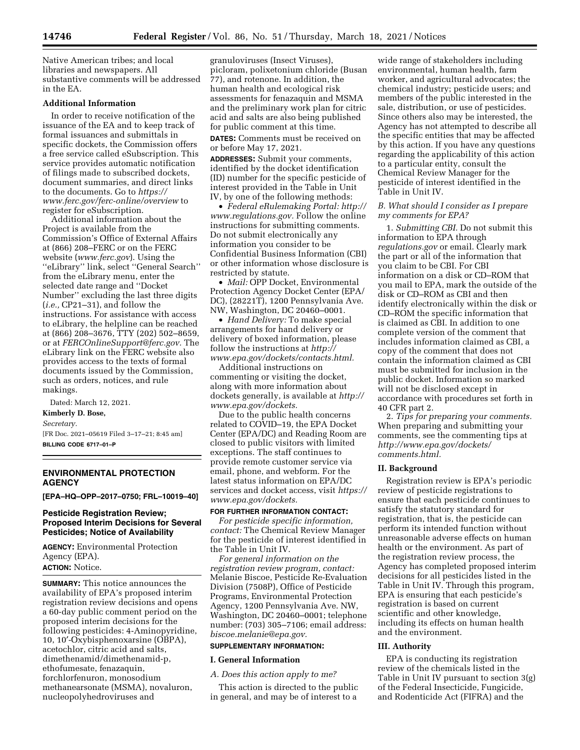Native American tribes; and local libraries and newspapers. All substantive comments will be addressed in the EA.

**Additional Information**

In order to receive notification of the issuance of the EA and to keep track of formal issuances and submittals in specific dockets, the Commission offers a free service called eSubscription. This service provides automatic notification of filings made to subscribed dockets, document summaries, and direct links to the documents. Go to *https://www.ferc.gov/ferc-online/overview* to register for eSubscription.

Additional information about the Project is available from the Commission's Office of External Affairs at (866) 208–FERC or on the FERC website (*www.ferc.gov*). Using the ''eLibrary'' link, select ''General Search'' from the eLibrary menu, enter the selected date range and ''Docket Number'' excluding the last three digits (*i.e.,* CP21–31), and follow the instructions. For assistance with access to eLibrary, the helpline can be reached at (866) 208–3676, TTY (202) 502–8659, or at *FERCOnlineSupport@ferc.gov.* The eLibrary link on the FERC website also provides access to the texts of formal documents issued by the Commission, such as orders, notices, and rule makings.

Dated: March 12, 2021.

**Kimberly D. Bose,**

*Secretary.*

[FR Doc. 2021–05619 Filed 3–17–21; 8:45 am]

**BILLING CODE 6717–01–P**

## ENVIRONMENTAL PROTECTION AGENCY

**[EPA–HQ–OPP–2017–0750; FRL–10019–40]**

### Pesticide Registration Review; Proposed Interim Decisions for Several Pesticides; Notice of Availability

**AGENCY:** Environmental Protection Agency (EPA).

**ACTION:** Notice.

**SUMMARY:** This notice announces the availability of EPA's proposed interim registration review decisions and opens a 60-day public comment period on the proposed interim decisions for the following pesticides: 4-Aminopyridine, 10, 10′-Oxybisphenoxarsine (OBPA), acetochlor, citric acid and salts, dimethenamid/dimethenamid-p, ethofumesate, fenazaquin, forchlorfenuron, monosodium methanearsonate (MSMA), novaluron, nucleopolyhedroviruses and granuloviruses (Insect Viruses), picloram, polixetonium chloride (Busan 77), and rotenone. In addition, the human health and ecological risk assessments for fenazaquin and MSMA and the preliminary work plan for citric acid and salts are also being published for public comment at this time.

**DATES:** Comments must be received on or before May 17, 2021.

**ADDRESSES:** Submit your comments, identified by the docket identification (ID) number for the specific pesticide of interest provided in the Table in Unit IV, by one of the following methods:

- *Federal eRulemaking Portal: http://www.regulations.gov.* Follow the online instructions for submitting comments. Do not submit electronically any information you consider to be Confidential Business Information (CBI) or other information whose disclosure is restricted by statute.
- *Mail:* OPP Docket, Environmental Protection Agency Docket Center (EPA/DC), (28221T), 1200 Pennsylvania Ave. NW, Washington, DC 20460–0001.
- *Hand Delivery:* To make special arrangements for hand delivery or delivery of boxed information, please follow the instructions at *http://www.epa.gov/dockets/contacts.html.*

Additional instructions on commenting or visiting the docket, along with more information about dockets generally, is available at *http://www.epa.gov/dockets.*

Due to the public health concerns related to COVID–19, the EPA Docket Center (EPA/DC) and Reading Room are closed to public visitors with limited exceptions. The staff continues to provide remote customer service via email, phone, and webform. For the latest status information on EPA/DC services and docket access, visit *https://www.epa.gov/dockets.*

**FOR FURTHER INFORMATION CONTACT:**

*For pesticide specific information, contact:* The Chemical Review Manager for the pesticide of interest identified in the Table in Unit IV.

*For general information on the registration review program, contact:* Melanie Biscoe, Pesticide Re-Evaluation Division (7508P), Office of Pesticide Programs, Environmental Protection Agency, 1200 Pennsylvania Ave. NW, Washington, DC 20460–0001; telephone number: (703) 305–7106; email address: *biscoe.melanie@epa.gov.*

**SUPPLEMENTARY INFORMATION:**

### I. General Information

*A. Does this action apply to me?*

This action is directed to the public in general, and may be of interest to a wide range of stakeholders including environmental, human health, farm worker, and agricultural advocates; the chemical industry; pesticide users; and members of the public interested in the sale, distribution, or use of pesticides. Since others also may be interested, the Agency has not attempted to describe all the specific entities that may be affected by this action. If you have any questions regarding the applicability of this action to a particular entity, consult the Chemical Review Manager for the pesticide of interest identified in the Table in Unit IV.

*B. What should I consider as I prepare my comments for EPA?*

1. *Submitting CBI.* Do not submit this information to EPA through *regulations.gov* or email. Clearly mark the part or all of the information that you claim to be CBI. For CBI information on a disk or CD–ROM that you mail to EPA, mark the outside of the disk or CD–ROM as CBI and then identify electronically within the disk or CD–ROM the specific information that is claimed as CBI. In addition to one complete version of the comment that includes information claimed as CBI, a copy of the comment that does not contain the information claimed as CBI must be submitted for inclusion in the public docket. Information so marked will not be disclosed except in accordance with procedures set forth in 40 CFR part 2.

2. *Tips for preparing your comments.* When preparing and submitting your comments, see the commenting tips at *http://www.epa.gov/dockets/comments.html.*

### II. Background

Registration review is EPA's periodic review of pesticide registrations to ensure that each pesticide continues to satisfy the statutory standard for registration, that is, the pesticide can perform its intended function without unreasonable adverse effects on human health or the environment. As part of the registration review process, the Agency has completed proposed interim decisions for all pesticides listed in the Table in Unit IV. Through this program, EPA is ensuring that each pesticide's registration is based on current scientific and other knowledge, including its effects on human health and the environment.

### III. Authority

EPA is conducting its registration review of the chemicals listed in the Table in Unit IV pursuant to section 3(g) of the Federal Insecticide, Fungicide, and Rodenticide Act (FIFRA) and the